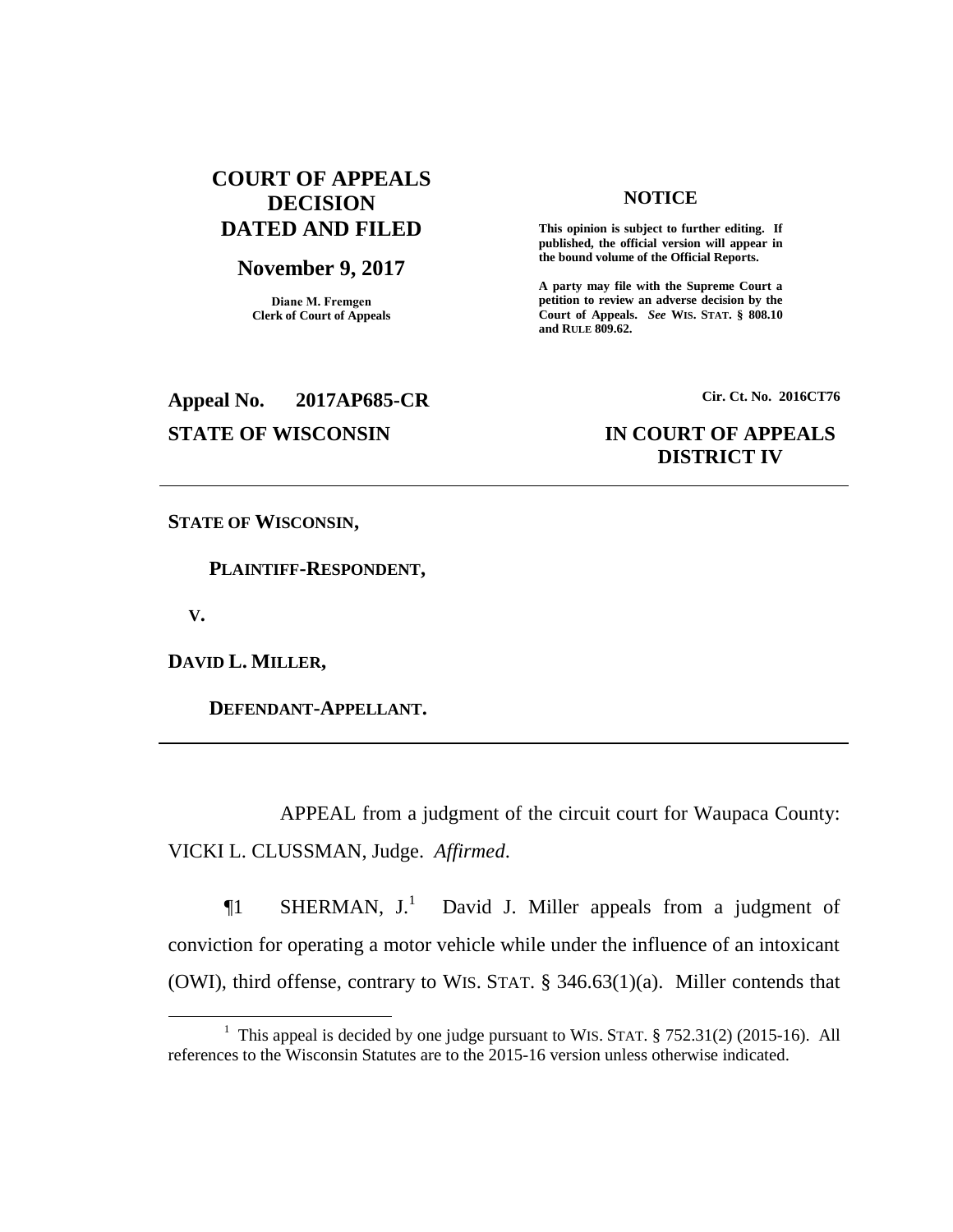**COURT OF APPEALS DECISION DATED AND FILED**

**November 9, 2017**

**Diane M. Fremgen**
**Clerk of Court of Appeals**

**NOTICE**

**This opinion is subject to further editing. If published, the official version will appear in the bound volume of the Official Reports.**

**A party may file with the Supreme Court a petition to review an adverse decision by the Court of Appeals. *See* WIS. STAT. § 808.10 and RULE 809.62.**

**Appeal No. 2017AP685-CR** **Cir. Ct. No. 2016CT76**

**STATE OF WISCONSIN** **IN COURT OF APPEALS DISTRICT IV**

---

**STATE OF WISCONSIN,**

**PLAINTIFF-RESPONDENT,**

**V.**

**DAVID L. MILLER,**

**DEFENDANT-APPELLANT.**

---

APPEAL from a judgment of the circuit court for Waupaca County: VICKI L. CLUSSMAN, Judge. *Affirmed*.

¶1 SHERMAN, J.[1] David J. Miller appeals from a judgment of conviction for operating a motor vehicle while under the influence of an intoxicant (OWI), third offense, contrary to WIS. STAT. § 346.63(1)(a). Miller contends that

[1] This appeal is decided by one judge pursuant to WIS. STAT. § 752.31(2) (2015-16). All references to the Wisconsin Statutes are to the 2015-16 version unless otherwise indicated.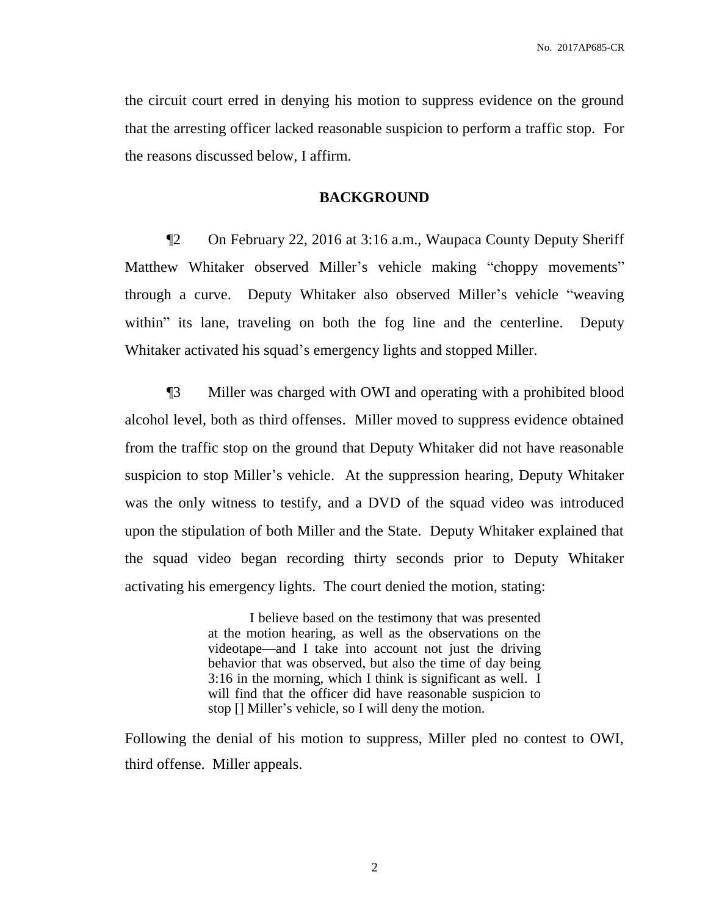the circuit court erred in denying his motion to suppress evidence on the ground that the arresting officer lacked reasonable suspicion to perform a traffic stop. For the reasons discussed below, I affirm.

## BACKGROUND

¶2 On February 22, 2016 at 3:16 a.m., Waupaca County Deputy Sheriff Matthew Whitaker observed Miller's vehicle making "choppy movements" through a curve. Deputy Whitaker also observed Miller's vehicle "weaving within" its lane, traveling on both the fog line and the centerline. Deputy Whitaker activated his squad's emergency lights and stopped Miller.

¶3 Miller was charged with OWI and operating with a prohibited blood alcohol level, both as third offenses. Miller moved to suppress evidence obtained from the traffic stop on the ground that Deputy Whitaker did not have reasonable suspicion to stop Miller's vehicle. At the suppression hearing, Deputy Whitaker was the only witness to testify, and a DVD of the squad video was introduced upon the stipulation of both Miller and the State. Deputy Whitaker explained that the squad video began recording thirty seconds prior to Deputy Whitaker activating his emergency lights. The court denied the motion, stating:

> I believe based on the testimony that was presented at the motion hearing, as well as the observations on the videotape—and I take into account not just the driving behavior that was observed, but also the time of day being 3:16 in the morning, which I think is significant as well. I will find that the officer did have reasonable suspicion to stop [] Miller's vehicle, so I will deny the motion.

Following the denial of his motion to suppress, Miller pled no contest to OWI, third offense. Miller appeals.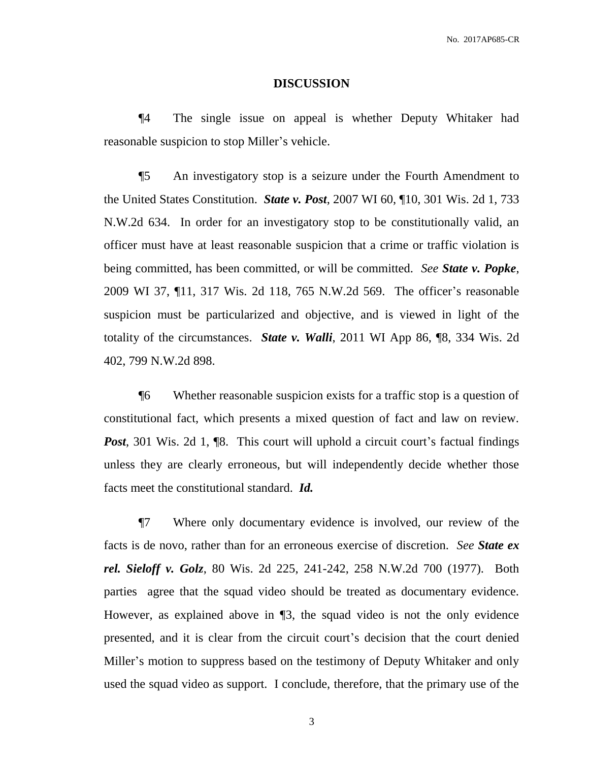## DISCUSSION

¶4 The single issue on appeal is whether Deputy Whitaker had reasonable suspicion to stop Miller's vehicle.

¶5 An investigatory stop is a seizure under the Fourth Amendment to the United States Constitution. ***State v. Post***, 2007 WI 60, ¶10, 301 Wis. 2d 1, 733 N.W.2d 634. In order for an investigatory stop to be constitutionally valid, an officer must have at least reasonable suspicion that a crime or traffic violation is being committed, has been committed, or will be committed. *See* ***State v. Popke***, 2009 WI 37, ¶11, 317 Wis. 2d 118, 765 N.W.2d 569. The officer's reasonable suspicion must be particularized and objective, and is viewed in light of the totality of the circumstances. ***State v. Walli***, 2011 WI App 86, ¶8, 334 Wis. 2d 402, 799 N.W.2d 898.

¶6 Whether reasonable suspicion exists for a traffic stop is a question of constitutional fact, which presents a mixed question of fact and law on review. ***Post***, 301 Wis. 2d 1, ¶8. This court will uphold a circuit court's factual findings unless they are clearly erroneous, but will independently decide whether those facts meet the constitutional standard. ***Id.***

¶7 Where only documentary evidence is involved, our review of the facts is de novo, rather than for an erroneous exercise of discretion. *See* ***State ex rel. Sieloff v. Golz***, 80 Wis. 2d 225, 241-242, 258 N.W.2d 700 (1977). Both parties agree that the squad video should be treated as documentary evidence. However, as explained above in ¶3, the squad video is not the only evidence presented, and it is clear from the circuit court's decision that the court denied Miller's motion to suppress based on the testimony of Deputy Whitaker and only used the squad video as support. I conclude, therefore, that the primary use of the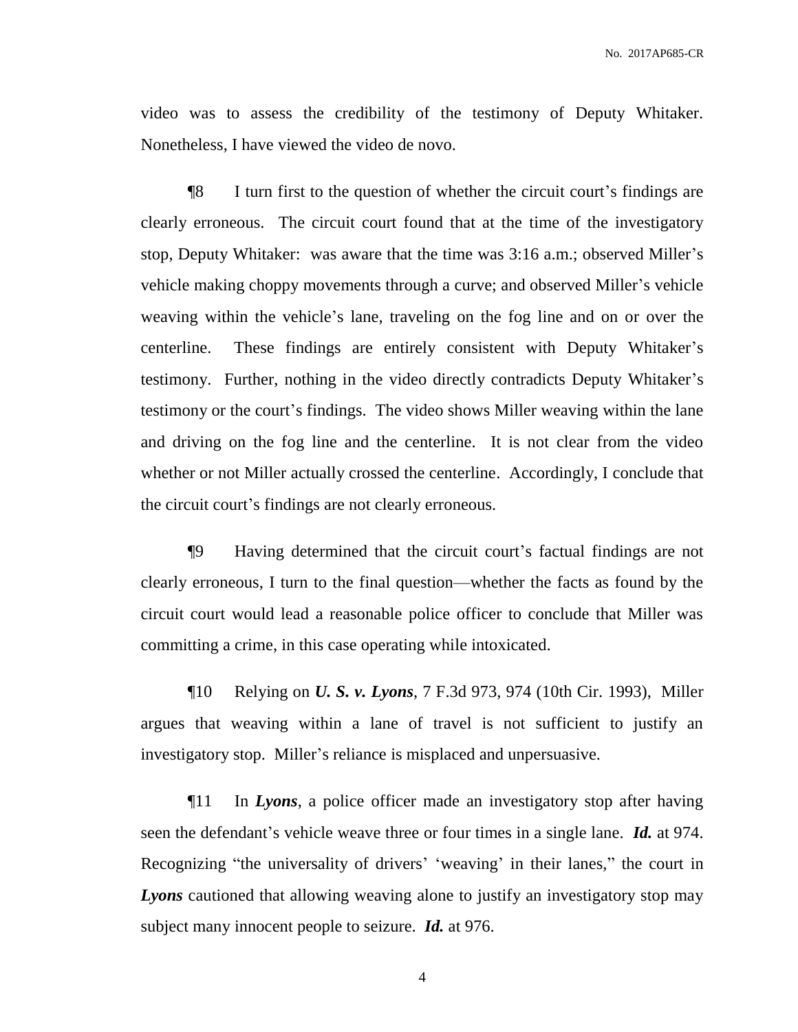video was to assess the credibility of the testimony of Deputy Whitaker. Nonetheless, I have viewed the video de novo.

¶8 I turn first to the question of whether the circuit court's findings are clearly erroneous. The circuit court found that at the time of the investigatory stop, Deputy Whitaker: was aware that the time was 3:16 a.m.; observed Miller's vehicle making choppy movements through a curve; and observed Miller's vehicle weaving within the vehicle's lane, traveling on the fog line and on or over the centerline. These findings are entirely consistent with Deputy Whitaker's testimony. Further, nothing in the video directly contradicts Deputy Whitaker's testimony or the court's findings. The video shows Miller weaving within the lane and driving on the fog line and the centerline. It is not clear from the video whether or not Miller actually crossed the centerline. Accordingly, I conclude that the circuit court's findings are not clearly erroneous.

¶9 Having determined that the circuit court's factual findings are not clearly erroneous, I turn to the final question—whether the facts as found by the circuit court would lead a reasonable police officer to conclude that Miller was committing a crime, in this case operating while intoxicated.

¶10 Relying on ***U. S. v. Lyons***, 7 F.3d 973, 974 (10th Cir. 1993), Miller argues that weaving within a lane of travel is not sufficient to justify an investigatory stop. Miller's reliance is misplaced and unpersuasive.

¶11 In ***Lyons***, a police officer made an investigatory stop after having seen the defendant's vehicle weave three or four times in a single lane. ***Id.*** at 974. Recognizing "the universality of drivers' 'weaving' in their lanes," the court in ***Lyons*** cautioned that allowing weaving alone to justify an investigatory stop may subject many innocent people to seizure. ***Id.*** at 976.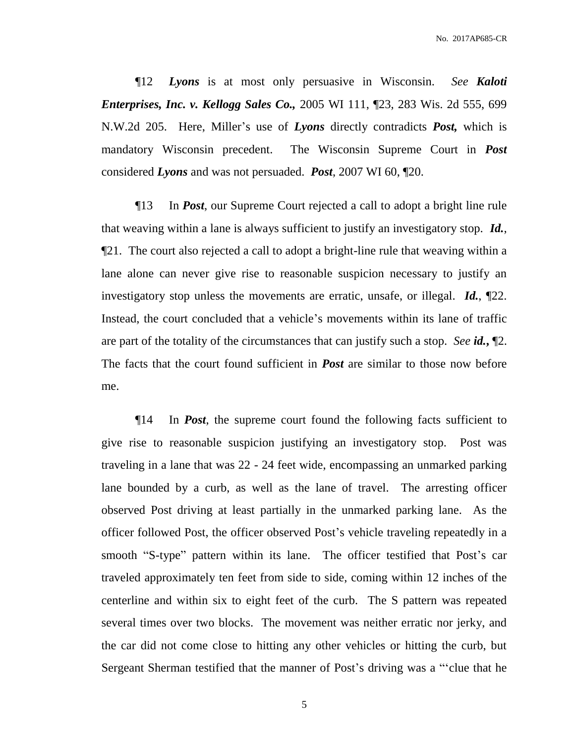¶12 ***Lyons*** is at most only persuasive in Wisconsin. *See* ***Kaloti Enterprises, Inc. v. Kellogg Sales Co.,*** 2005 WI 111, ¶23, 283 Wis. 2d 555, 699 N.W.2d 205. Here, Miller's use of ***Lyons*** directly contradicts ***Post,*** which is mandatory Wisconsin precedent. The Wisconsin Supreme Court in ***Post*** considered ***Lyons*** and was not persuaded. ***Post***, 2007 WI 60, ¶20.

¶13 In ***Post***, our Supreme Court rejected a call to adopt a bright line rule that weaving within a lane is always sufficient to justify an investigatory stop. ***Id.***, ¶21. The court also rejected a call to adopt a bright-line rule that weaving within a lane alone can never give rise to reasonable suspicion necessary to justify an investigatory stop unless the movements are erratic, unsafe, or illegal. ***Id.***, ¶22. Instead, the court concluded that a vehicle's movements within its lane of traffic are part of the totality of the circumstances that can justify such a stop. *See* ***id.,*** ¶2. The facts that the court found sufficient in ***Post*** are similar to those now before me.

¶14 In ***Post***, the supreme court found the following facts sufficient to give rise to reasonable suspicion justifying an investigatory stop. Post was traveling in a lane that was 22 - 24 feet wide, encompassing an unmarked parking lane bounded by a curb, as well as the lane of travel. The arresting officer observed Post driving at least partially in the unmarked parking lane. As the officer followed Post, the officer observed Post's vehicle traveling repeatedly in a smooth "S-type" pattern within its lane. The officer testified that Post's car traveled approximately ten feet from side to side, coming within 12 inches of the centerline and within six to eight feet of the curb. The S pattern was repeated several times over two blocks. The movement was neither erratic nor jerky, and the car did not come close to hitting any other vehicles or hitting the curb, but Sergeant Sherman testified that the manner of Post's driving was a "'clue that he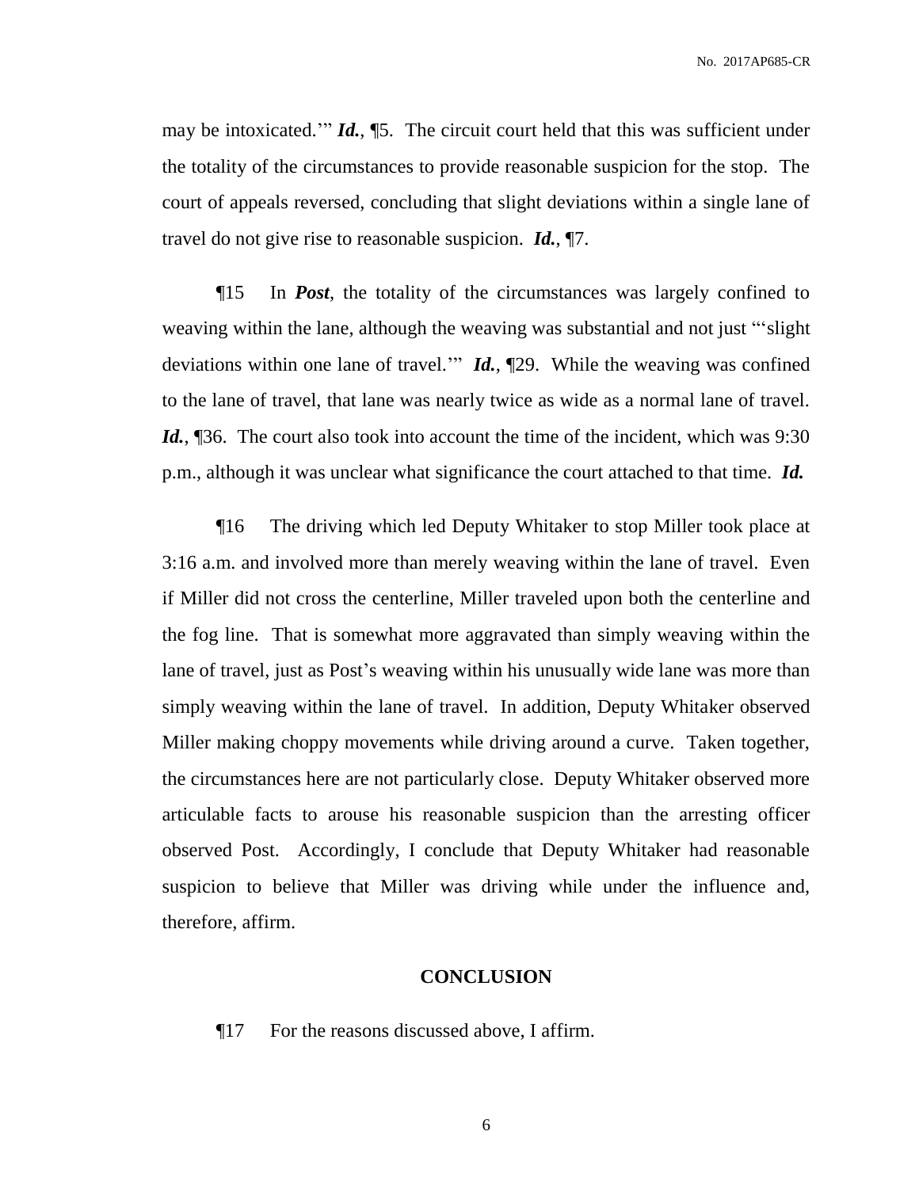may be intoxicated.'" ***Id.***, ¶5. The circuit court held that this was sufficient under the totality of the circumstances to provide reasonable suspicion for the stop. The court of appeals reversed, concluding that slight deviations within a single lane of travel do not give rise to reasonable suspicion. ***Id.***, ¶7.

¶15 In ***Post***, the totality of the circumstances was largely confined to weaving within the lane, although the weaving was substantial and not just "'slight deviations within one lane of travel.'" ***Id.***, ¶29. While the weaving was confined to the lane of travel, that lane was nearly twice as wide as a normal lane of travel. ***Id.***, ¶36. The court also took into account the time of the incident, which was 9:30 p.m., although it was unclear what significance the court attached to that time. ***Id.***

¶16 The driving which led Deputy Whitaker to stop Miller took place at 3:16 a.m. and involved more than merely weaving within the lane of travel. Even if Miller did not cross the centerline, Miller traveled upon both the centerline and the fog line. That is somewhat more aggravated than simply weaving within the lane of travel, just as Post's weaving within his unusually wide lane was more than simply weaving within the lane of travel. In addition, Deputy Whitaker observed Miller making choppy movements while driving around a curve. Taken together, the circumstances here are not particularly close. Deputy Whitaker observed more articulable facts to arouse his reasonable suspicion than the arresting officer observed Post. Accordingly, I conclude that Deputy Whitaker had reasonable suspicion to believe that Miller was driving while under the influence and, therefore, affirm.

## CONCLUSION

¶17 For the reasons discussed above, I affirm.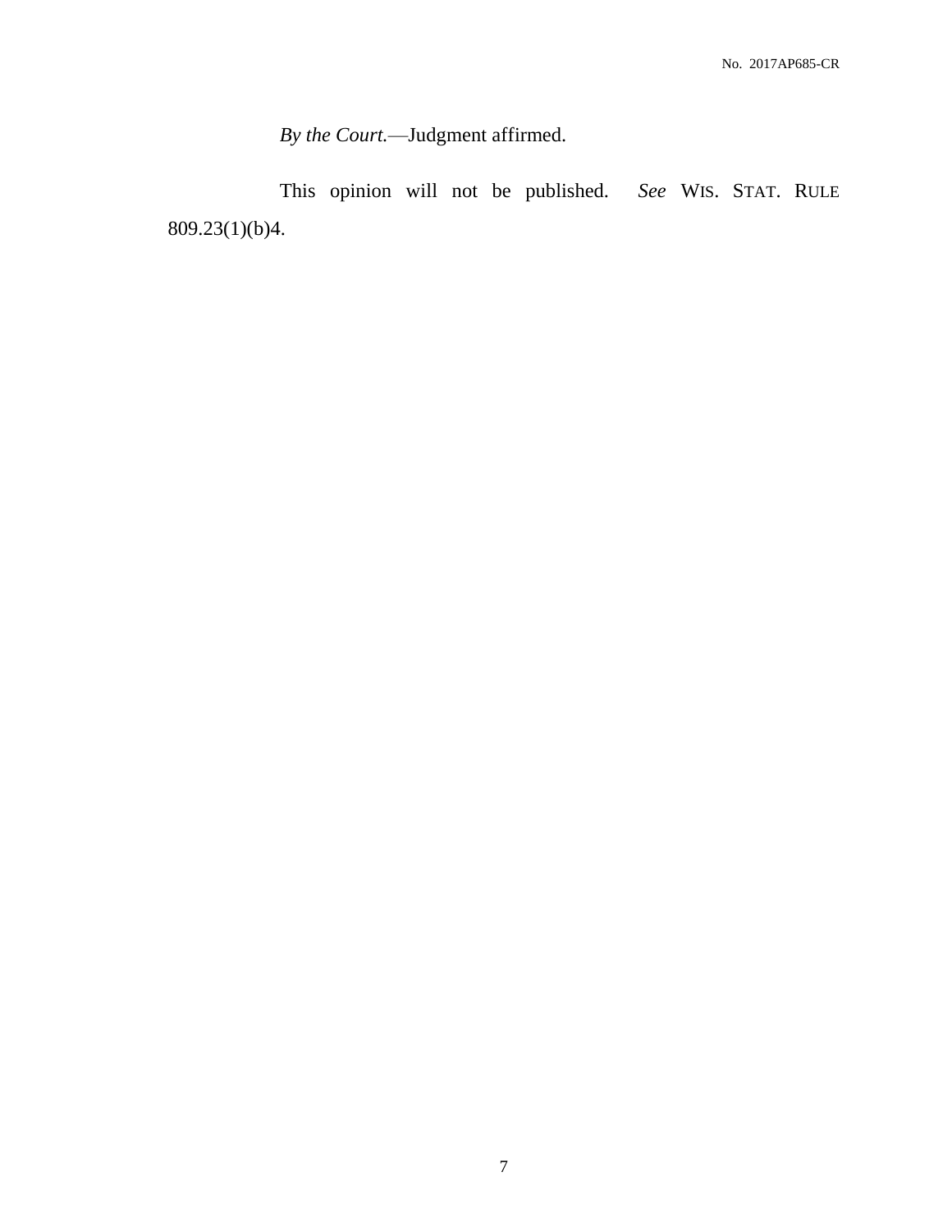*By the Court.*—Judgment affirmed.

This opinion will not be published. *See* WIS. STAT. RULE 809.23(1)(b)4.